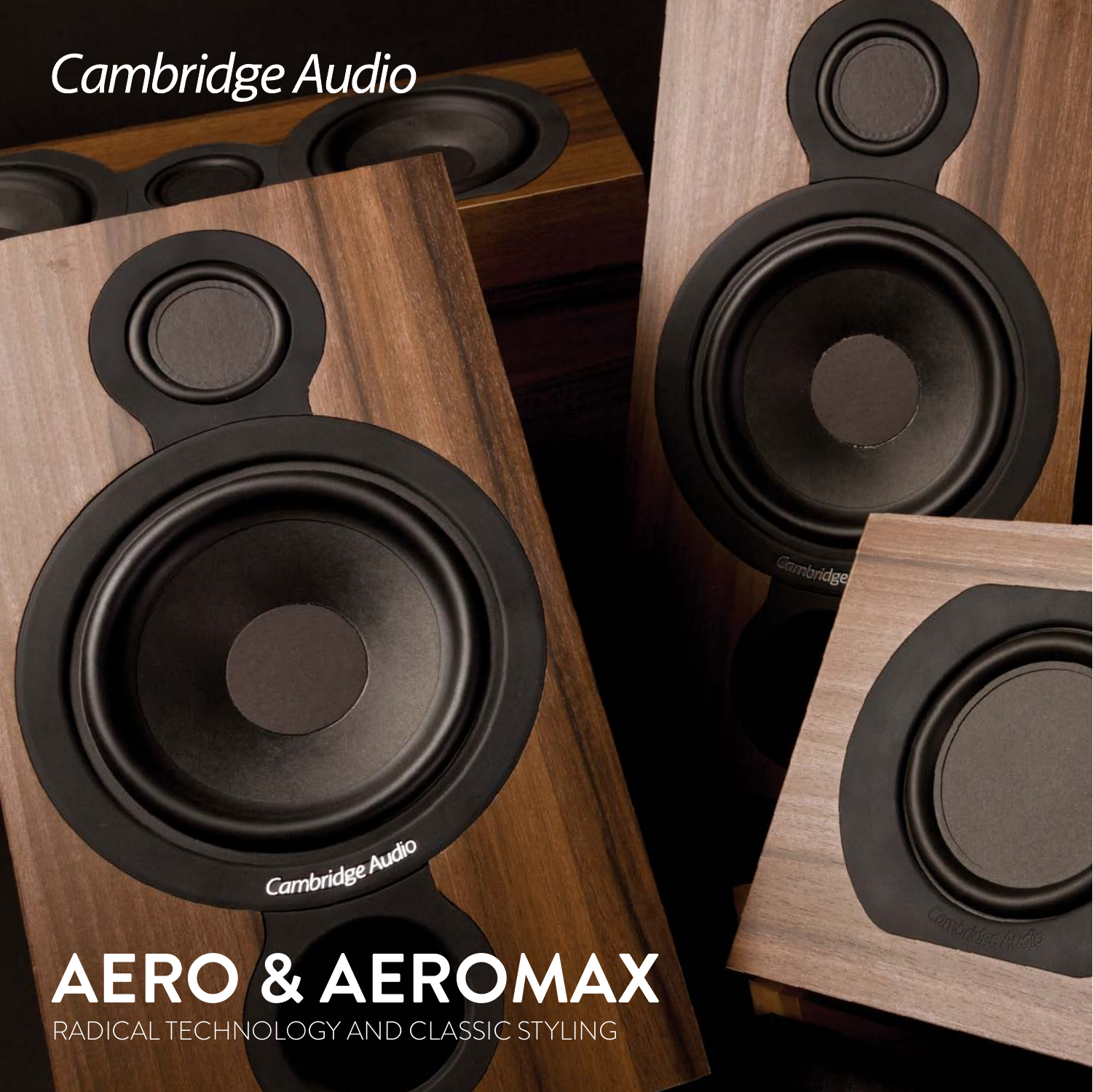Cambridge Audio

# AERO & AEROMAX

RADICAL TECHNOLOGY AND CLASSIC STYLING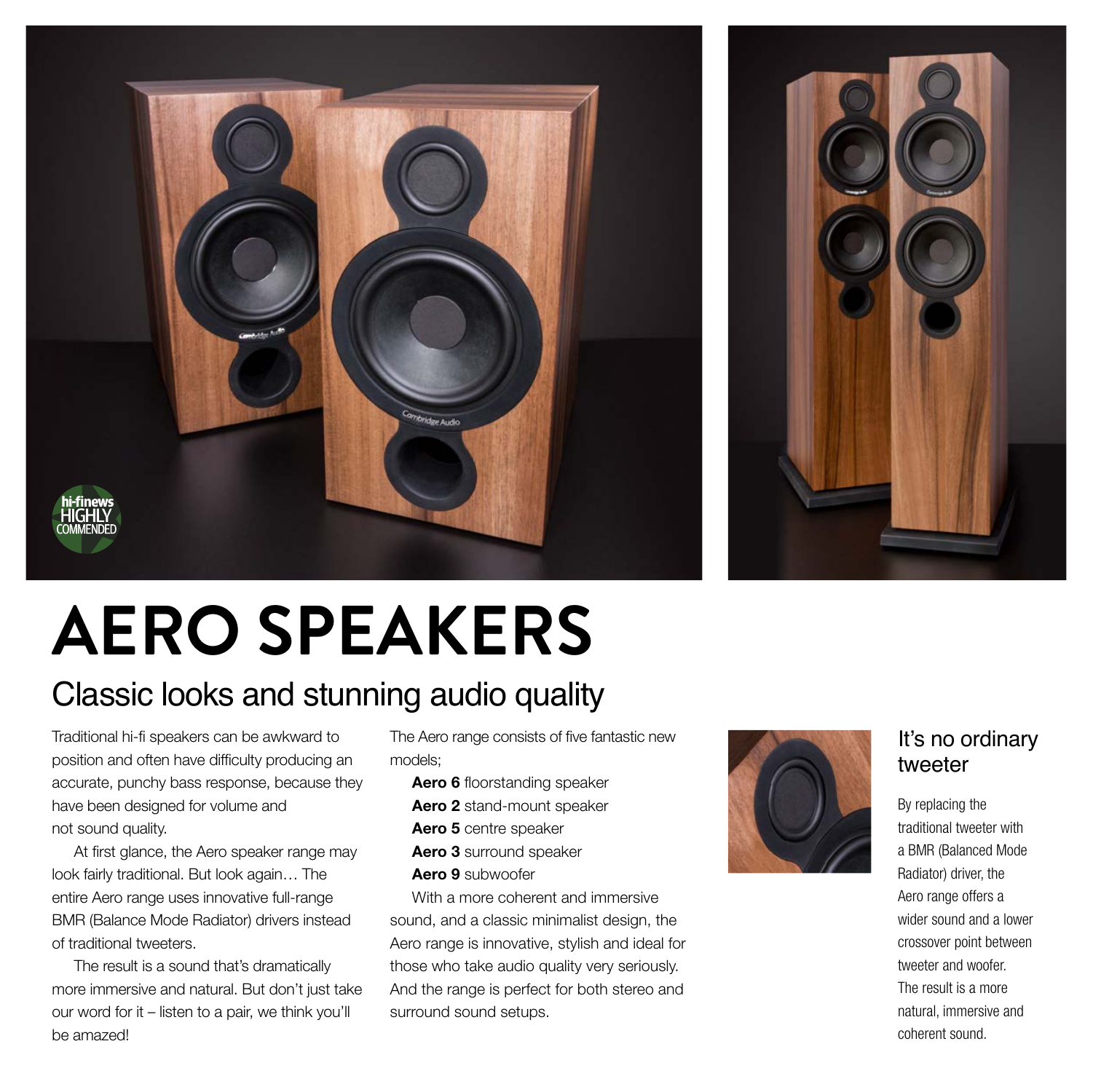# AERO SPEAKERS

## Classic looks and stunning audio quality

Traditional hi-fi speakers can be awkward to position and often have difficulty producing an accurate, punchy bass response, because they have been designed for volume and not sound quality.

At first glance, the Aero speaker range may look fairly traditional. But look again… The entire Aero range uses innovative full-range BMR (Balance Mode Radiator) drivers instead of traditional tweeters.

The result is a sound that's dramatically more immersive and natural. But don't just take our word for it – listen to a pair, we think you'll be amazed!

The Aero range consists of five fantastic new models;

**Aero 6** floorstanding speaker
**Aero 2** stand-mount speaker
**Aero 5** centre speaker
**Aero 3** surround speaker
**Aero 9** subwoofer

With a more coherent and immersive sound, and a classic minimalist design, the Aero range is innovative, stylish and ideal for those who take audio quality very seriously. And the range is perfect for both stereo and surround sound setups.

### It's no ordinary tweeter

By replacing the traditional tweeter with a BMR (Balanced Mode Radiator) driver, the Aero range offers a wider sound and a lower crossover point between tweeter and woofer. The result is a more natural, immersive and coherent sound.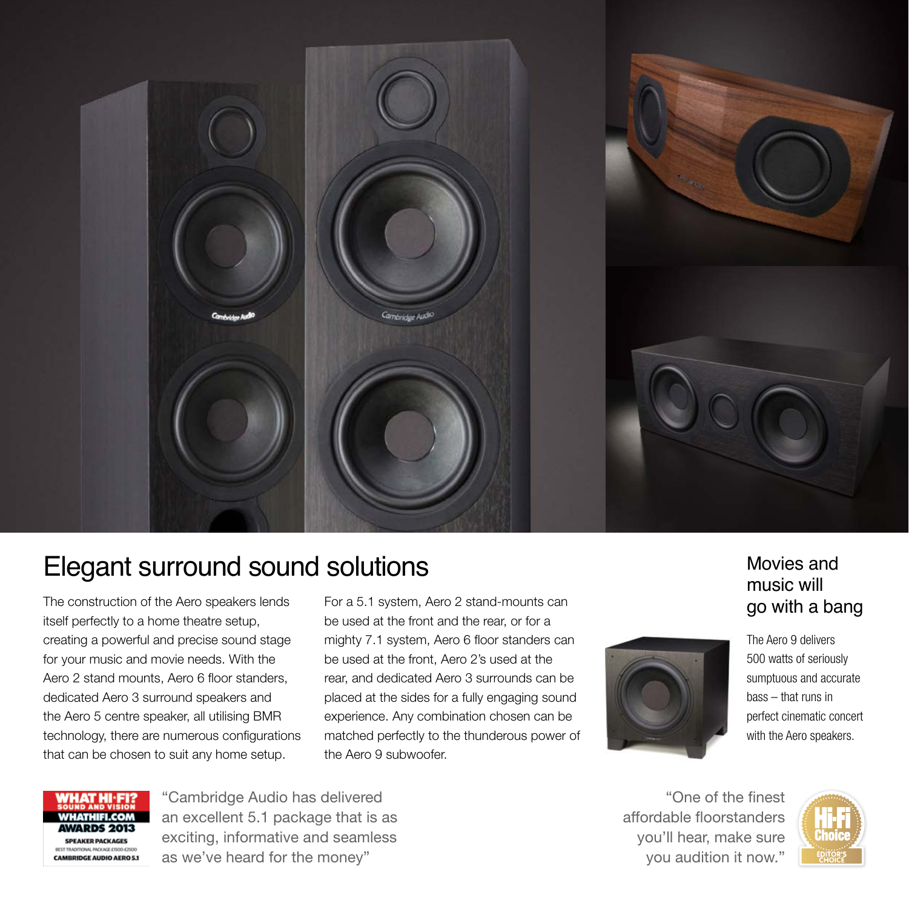# Elegant surround sound solutions

The construction of the Aero speakers lends itself perfectly to a home theatre setup, creating a powerful and precise sound stage for your music and movie needs. With the Aero 2 stand mounts, Aero 6 floor standers, dedicated Aero 3 surround speakers and the Aero 5 centre speaker, all utilising BMR technology, there are numerous configurations that can be chosen to suit any home setup.

For a 5.1 system, Aero 2 stand-mounts can be used at the front and the rear, or for a mighty 7.1 system, Aero 6 floor standers can be used at the front, Aero 2's used at the rear, and dedicated Aero 3 surrounds can be placed at the sides for a fully engaging sound experience. Any combination chosen can be matched perfectly to the thunderous power of the Aero 9 subwoofer.

## Movies and music will go with a bang

The Aero 9 delivers 500 watts of seriously sumptuous and accurate bass – that runs in perfect cinematic concert with the Aero speakers.

WHAT HI·FI? SOUND AND VISION
WHATHIFI.COM
AWARDS 2013
SPEAKER PACKAGES
BEST TRADITIONAL PACKAGE £1500-£2500
CAMBRIDGE AUDIO AERO 5.1

"Cambridge Audio has delivered an excellent 5.1 package that is as exciting, informative and seamless as we've heard for the money"

"One of the finest affordable floorstanders you'll hear, make sure you audition it now."

Hi-Fi Choice EDITOR'S CHOICE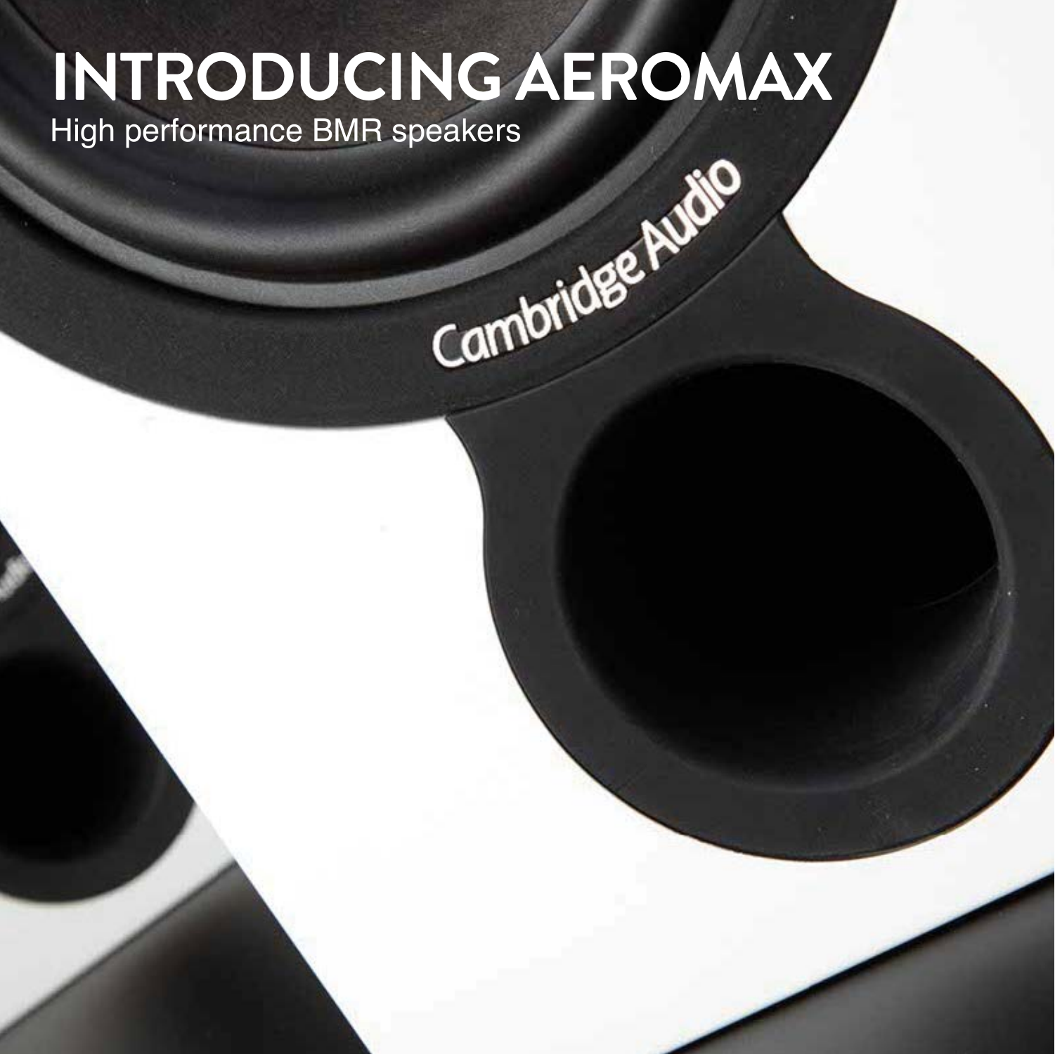# INTRODUCING AEROMAX

High performance BMR speakers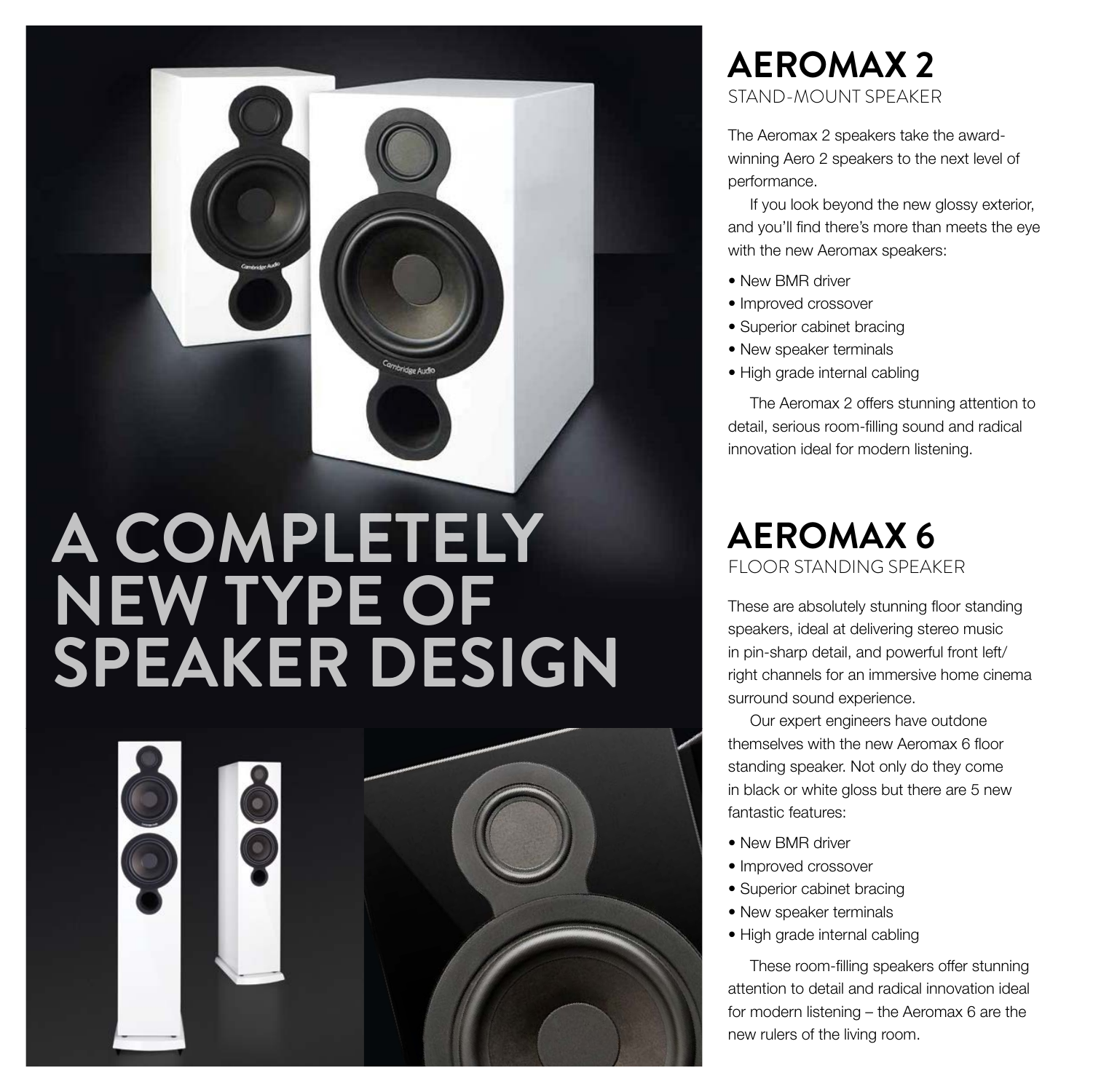# A COMPLETELY NEW TYPE OF SPEAKER DESIGN

## AEROMAX 2

STAND-MOUNT SPEAKER

The Aeromax 2 speakers take the award-winning Aero 2 speakers to the next level of performance.

If you look beyond the new glossy exterior, and you'll find there's more than meets the eye with the new Aeromax speakers:

- New BMR driver
- Improved crossover
- Superior cabinet bracing
- New speaker terminals
- High grade internal cabling

The Aeromax 2 offers stunning attention to detail, serious room-filling sound and radical innovation ideal for modern listening.

## AEROMAX 6

FLOOR STANDING SPEAKER

These are absolutely stunning floor standing speakers, ideal at delivering stereo music in pin-sharp detail, and powerful front left/right channels for an immersive home cinema surround sound experience.

Our expert engineers have outdone themselves with the new Aeromax 6 floor standing speaker. Not only do they come in black or white gloss but there are 5 new fantastic features:

- New BMR driver
- Improved crossover
- Superior cabinet bracing
- New speaker terminals
- High grade internal cabling

These room-filling speakers offer stunning attention to detail and radical innovation ideal for modern listening – the Aeromax 6 are the new rulers of the living room.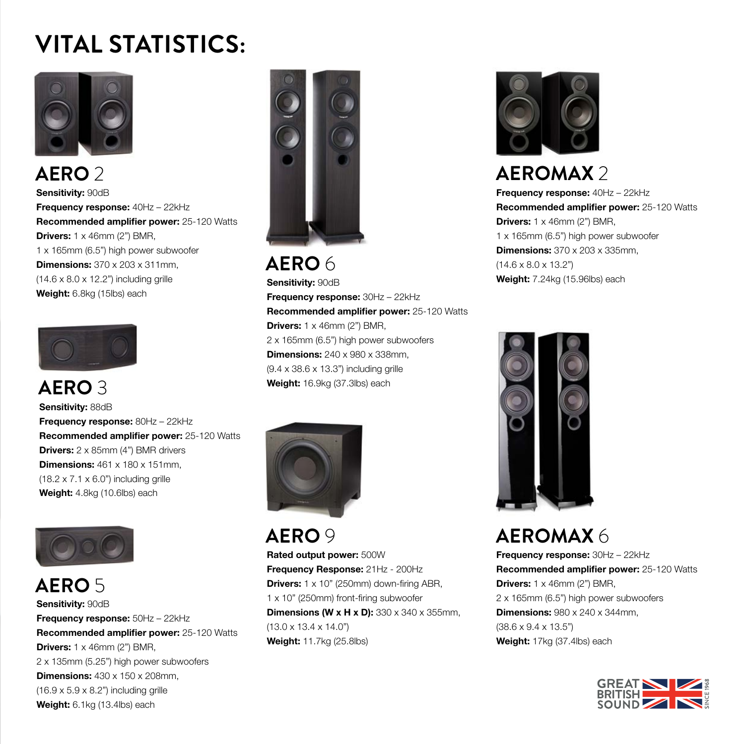# VITAL STATISTICS:

## AERO 2

**Sensitivity:** 90dB
**Frequency response:** 40Hz – 22kHz
**Recommended amplifier power:** 25-120 Watts
**Drivers:** 1 x 46mm (2") BMR,
1 x 165mm (6.5") high power subwoofer
**Dimensions:** 370 x 203 x 311mm,
(14.6 x 8.0 x 12.2") including grille
**Weight:** 6.8kg (15lbs) each

## AERO 3

**Sensitivity:** 88dB
**Frequency response:** 80Hz – 22kHz
**Recommended amplifier power:** 25-120 Watts
**Drivers:** 2 x 85mm (4") BMR drivers
**Dimensions:** 461 x 180 x 151mm,
(18.2 x 7.1 x 6.0") including grille
**Weight:** 4.8kg (10.6lbs) each

## AERO 5

**Sensitivity:** 90dB
**Frequency response:** 50Hz – 22kHz
**Recommended amplifier power:** 25-120 Watts
**Drivers:** 1 x 46mm (2") BMR,
2 x 135mm (5.25") high power subwoofers
**Dimensions:** 430 x 150 x 208mm,
(16.9 x 5.9 x 8.2") including grille
**Weight:** 6.1kg (13.4lbs) each

## AERO 6

**Sensitivity:** 90dB
**Frequency response:** 30Hz – 22kHz
**Recommended amplifier power:** 25-120 Watts
**Drivers:** 1 x 46mm (2") BMR,
2 x 165mm (6.5") high power subwoofers
**Dimensions:** 240 x 980 x 338mm,
(9.4 x 38.6 x 13.3") including grille
**Weight:** 16.9kg (37.3lbs) each

## AERO 9

**Rated output power:** 500W
**Frequency Response:** 21Hz - 200Hz
**Drivers:** 1 x 10" (250mm) down-firing ABR,
1 x 10" (250mm) front-firing subwoofer
**Dimensions (W x H x D):** 330 x 340 x 355mm,
(13.0 x 13.4 x 14.0")
**Weight:** 11.7kg (25.8lbs)

## AEROMAX 2

**Frequency response:** 40Hz – 22kHz
**Recommended amplifier power:** 25-120 Watts
**Drivers:** 1 x 46mm (2") BMR,
1 x 165mm (6.5") high power subwoofer
**Dimensions:** 370 x 203 x 335mm,
(14.6 x 8.0 x 13.2")
**Weight:** 7.24kg (15.96lbs) each

## AEROMAX 6

**Frequency response:** 30Hz – 22kHz
**Recommended amplifier power:** 25-120 Watts
**Drivers:** 1 x 46mm (2") BMR,
2 x 165mm (6.5") high power subwoofers
**Dimensions:** 980 x 240 x 344mm,
(38.6 x 9.4 x 13.5")
**Weight:** 17kg (37.4lbs) each

GREAT BRITISH SOUND SINCE 1968